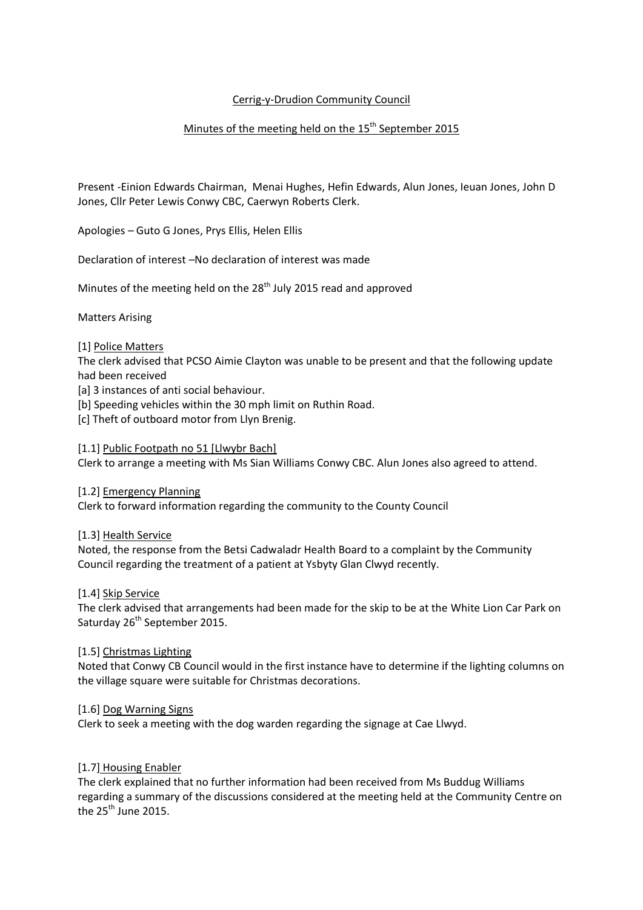Cerrig-y-Drudion Community Council

Minutes of the meeting held on the 15th September 2015

Present -Einion Edwards Chairman, Menai Hughes, Hefin Edwards, Alun Jones, Ieuan Jones, John D Jones, Cllr Peter Lewis Conwy CBC, Caerwyn Roberts Clerk.

Apologies – Guto G Jones, Prys Ellis, Helen Ellis

Declaration of interest –No declaration of interest was made

Minutes of the meeting held on the 28th July 2015 read and approved

Matters Arising

[1] Police Matters

The clerk advised that PCSO Aimie Clayton was unable to be present and that the following update had been received

[a] 3 instances of anti social behaviour.

[b] Speeding vehicles within the 30 mph limit on Ruthin Road.

[c] Theft of outboard motor from Llyn Brenig.

[1.1] Public Footpath no 51 [Llwybr Bach]

Clerk to arrange a meeting with Ms Sian Williams Conwy CBC. Alun Jones also agreed to attend.

[1.2] Emergency Planning

Clerk to forward information regarding the community to the County Council

[1.3] Health Service

Noted, the response from the Betsi Cadwaladr Health Board to a complaint by the Community Council regarding the treatment of a patient at Ysbyty Glan Clwyd recently.

[1.4] Skip Service

The clerk advised that arrangements had been made for the skip to be at the White Lion Car Park on Saturday 26th September 2015.

[1.5] Christmas Lighting

Noted that Conwy CB Council would in the first instance have to determine if the lighting columns on the village square were suitable for Christmas decorations.

[1.6] Dog Warning Signs

Clerk to seek a meeting with the dog warden regarding the signage at Cae Llwyd.

[1.7] Housing Enabler

The clerk explained that no further information had been received from Ms Buddug Williams regarding a summary of the discussions considered at the meeting held at the Community Centre on the 25th June 2015.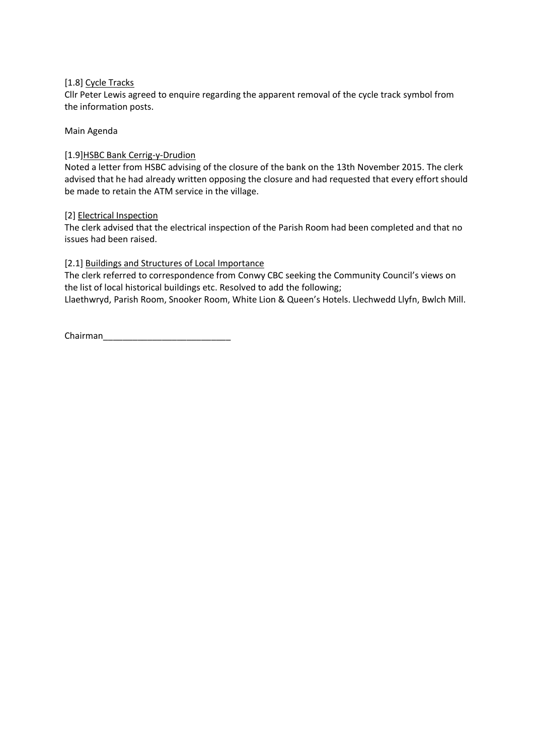[1.8] Cycle Tracks

Cllr Peter Lewis agreed to enquire regarding the apparent removal of the cycle track symbol from the information posts.

Main Agenda

[1.9]HSBC Bank Cerrig-y-Drudion

Noted a letter from HSBC advising of the closure of the bank on the 13th November 2015. The clerk advised that he had already written opposing the closure and had requested that every effort should be made to retain the ATM service in the village.

[2] Electrical Inspection

The clerk advised that the electrical inspection of the Parish Room had been completed and that no issues had been raised.

[2.1] Buildings and Structures of Local Importance

The clerk referred to correspondence from Conwy CBC seeking the Community Council's views on the list of local historical buildings etc. Resolved to add the following;
Llaethwryd, Parish Room, Snooker Room, White Lion & Queen's Hotels. Llechwedd Llyfn, Bwlch Mill.

Chairman__________________________